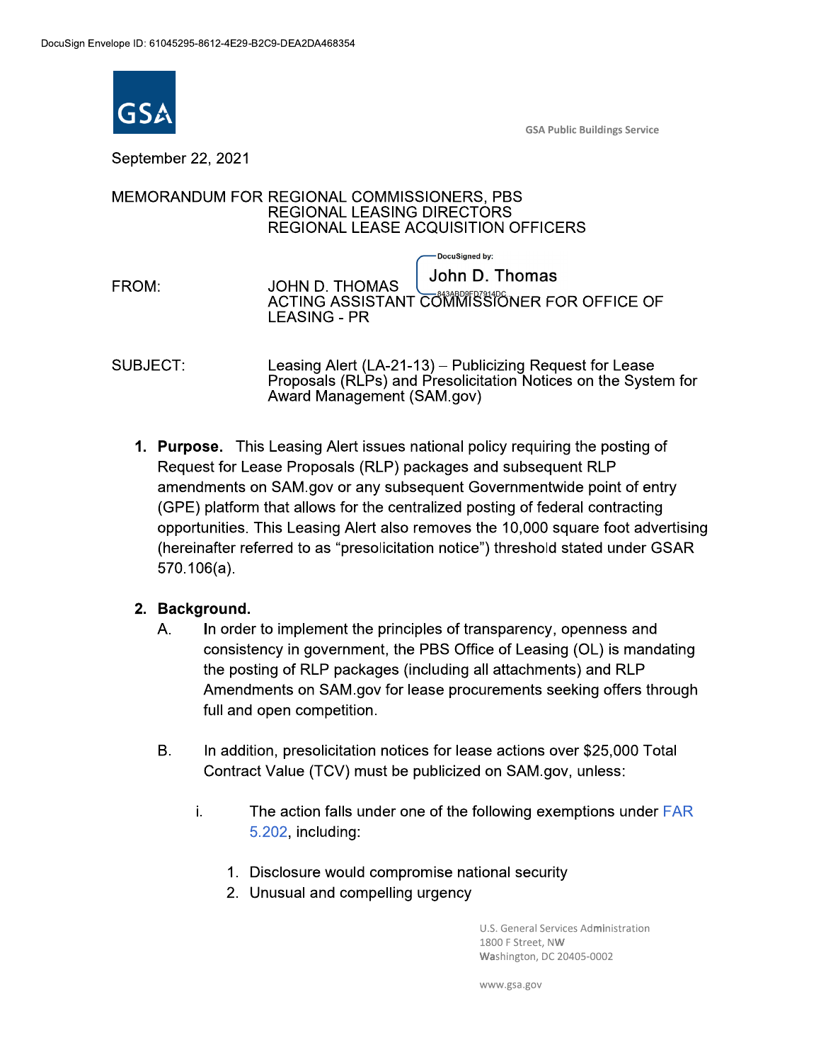DocuSign Envelope ID: 61045295-8612-4E29-B2C9-DEA2DA468354

GSA

GSA Public Buildings Service

September 22, 2021

MEMORANDUM FOR REGIONAL COMMISSIONERS, PBS
REGIONAL LEASING DIRECTORS
REGIONAL LEASE ACQUISITION OFFICERS

FROM: JOHN D. THOMAS
ACTING ASSISTANT COMMISSIONER FOR OFFICE OF LEASING - PR

DocuSigned by: John D. Thomas
843ABD9FD7914DC...

SUBJECT: Leasing Alert (LA-21-13) – Publicizing Request for Lease Proposals (RLPs) and Presolicitation Notices on the System for Award Management (SAM.gov)

1. **Purpose.** This Leasing Alert issues national policy requiring the posting of Request for Lease Proposals (RLP) packages and subsequent RLP amendments on SAM.gov or any subsequent Governmentwide point of entry (GPE) platform that allows for the centralized posting of federal contracting opportunities. This Leasing Alert also removes the 10,000 square foot advertising (hereinafter referred to as "presolicitation notice") threshold stated under GSAR 570.106(a).

2. **Background.**
   A. In order to implement the principles of transparency, openness and consistency in government, the PBS Office of Leasing (OL) is mandating the posting of RLP packages (including all attachments) and RLP Amendments on SAM.gov for lease procurements seeking offers through full and open competition.

   B. In addition, presolicitation notices for lease actions over $25,000 Total Contract Value (TCV) must be publicized on SAM.gov, unless:

      i. The action falls under one of the following exemptions under FAR 5.202, including:

         1. Disclosure would compromise national security
         2. Unusual and compelling urgency

U.S. General Services Administration
1800 F Street, NW
Washington, DC 20405-0002

www.gsa.gov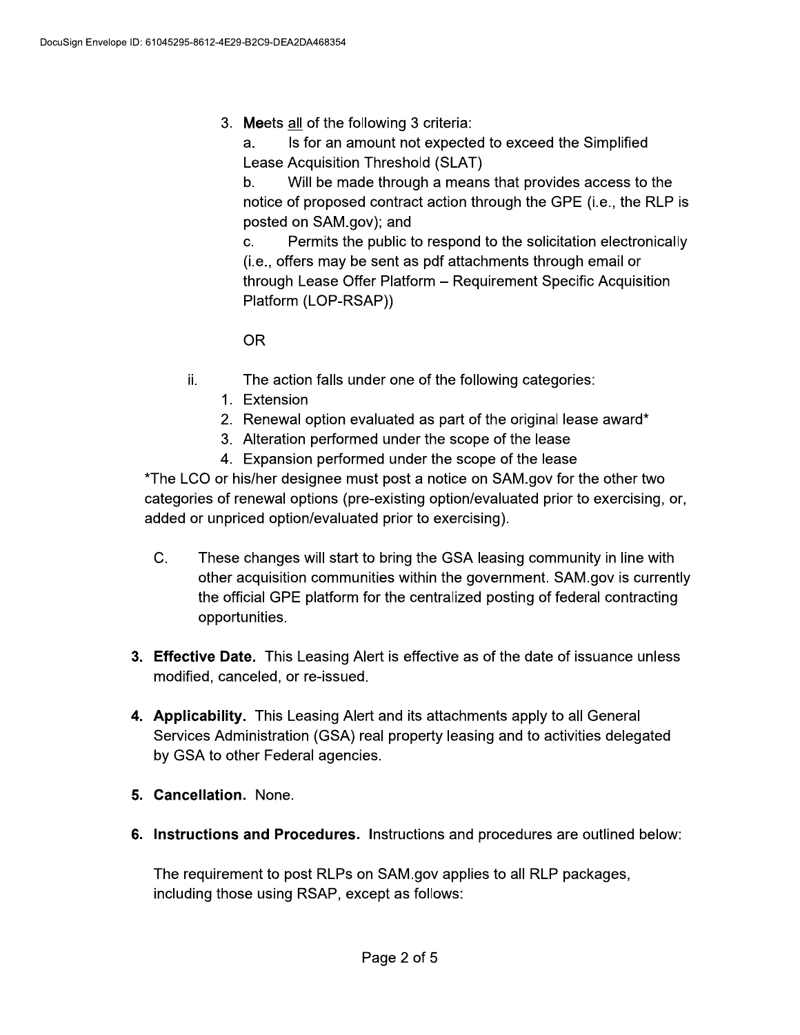3. Meets <u>all</u> of the following 3 criteria:

   a. Is for an amount not expected to exceed the Simplified Lease Acquisition Threshold (SLAT)

   b. Will be made through a means that provides access to the notice of proposed contract action through the GPE (i.e., the RLP is posted on SAM.gov); and

   c. Permits the public to respond to the solicitation electronically (i.e., offers may be sent as pdf attachments through email or through Lease Offer Platform – Requirement Specific Acquisition Platform (LOP-RSAP))

   OR

ii. The action falls under one of the following categories:

   1. Extension
   2. Renewal option evaluated as part of the original lease award*
   3. Alteration performed under the scope of the lease
   4. Expansion performed under the scope of the lease

*The LCO or his/her designee must post a notice on SAM.gov for the other two categories of renewal options (pre-existing option/evaluated prior to exercising, or, added or unpriced option/evaluated prior to exercising).

C. These changes will start to bring the GSA leasing community in line with other acquisition communities within the government. SAM.gov is currently the official GPE platform for the centralized posting of federal contracting opportunities.

**3. Effective Date.** This Leasing Alert is effective as of the date of issuance unless modified, canceled, or re-issued.

**4. Applicability.** This Leasing Alert and its attachments apply to all General Services Administration (GSA) real property leasing and to activities delegated by GSA to other Federal agencies.

**5. Cancellation.** None.

**6. Instructions and Procedures.** Instructions and procedures are outlined below:

The requirement to post RLPs on SAM.gov applies to all RLP packages, including those using RSAP, except as follows: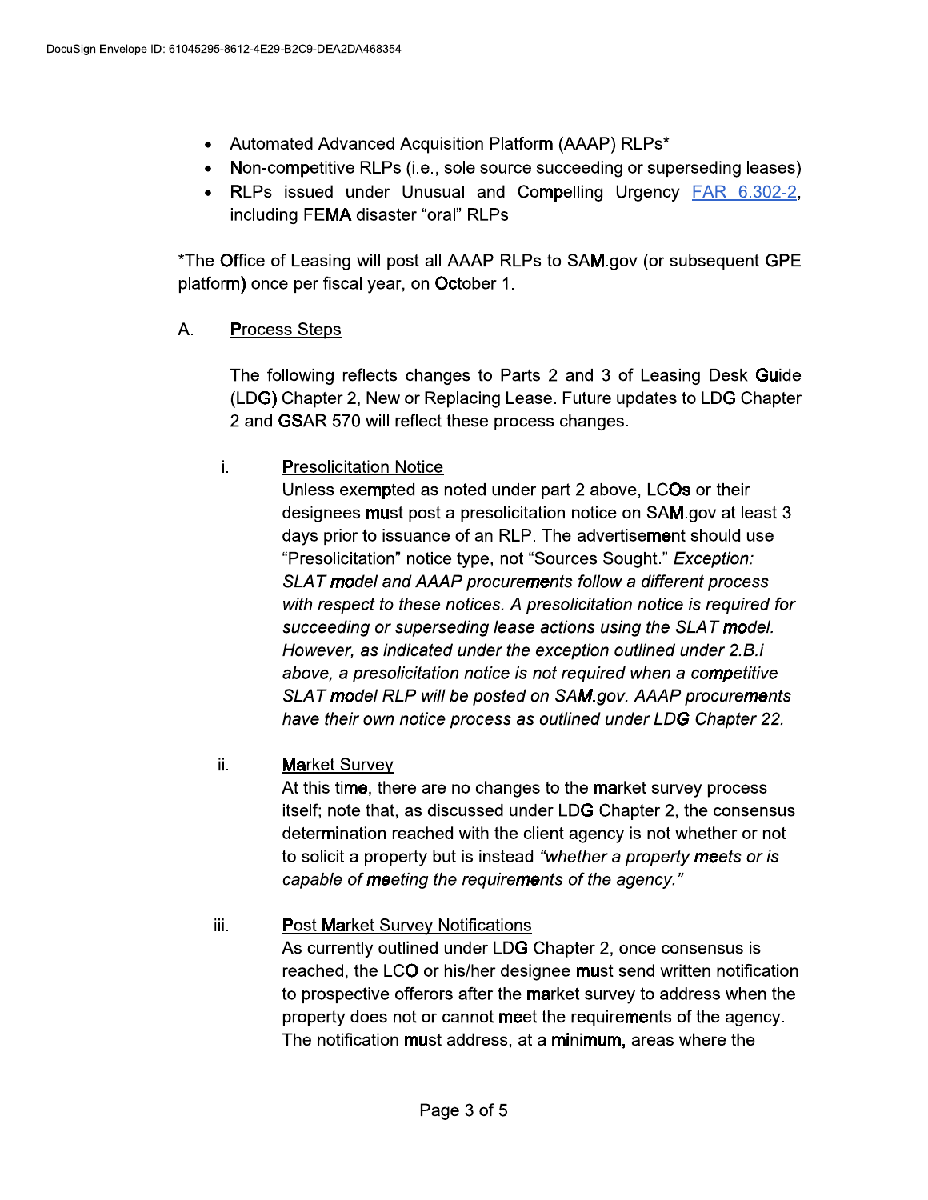- Automated Advanced Acquisition Platform (AAAP) RLPs*
- Non-competitive RLPs (i.e., sole source succeeding or superseding leases)
- RLPs issued under Unusual and Compelling Urgency [FAR 6.302-2](), including FEMA disaster "oral" RLPs

*The Office of Leasing will post all AAAP RLPs to SAM.gov (or subsequent GPE platform) once per fiscal year, on October 1.

A. Process Steps

The following reflects changes to Parts 2 and 3 of Leasing Desk Guide (LDG) Chapter 2, New or Replacing Lease. Future updates to LDG Chapter 2 and GSAR 570 will reflect these process changes.

i. Presolicitation Notice

Unless exempted as noted under part 2 above, LCOs or their designees must post a presolicitation notice on SAM.gov at least 3 days prior to issuance of an RLP. The advertisement should use "Presolicitation" notice type, not "Sources Sought." *Exception: SLAT model and AAAP procurements follow a different process with respect to these notices. A presolicitation notice is required for succeeding or superseding lease actions using the SLAT model. However, as indicated under the exception outlined under 2.B.i above, a presolicitation notice is not required when a competitive SLAT model RLP will be posted on SAM.gov. AAAP procurements have their own notice process as outlined under LDG Chapter 22.*

ii. Market Survey

At this time, there are no changes to the market survey process itself; note that, as discussed under LDG Chapter 2, the consensus determination reached with the client agency is not whether or not to solicit a property but is instead *"whether a property meets or is capable of meeting the requirements of the agency."*

iii. Post Market Survey Notifications

As currently outlined under LDG Chapter 2, once consensus is reached, the LCO or his/her designee must send written notification to prospective offerors after the market survey to address when the property does not or cannot meet the requirements of the agency. The notification must address, at a minimum, areas where the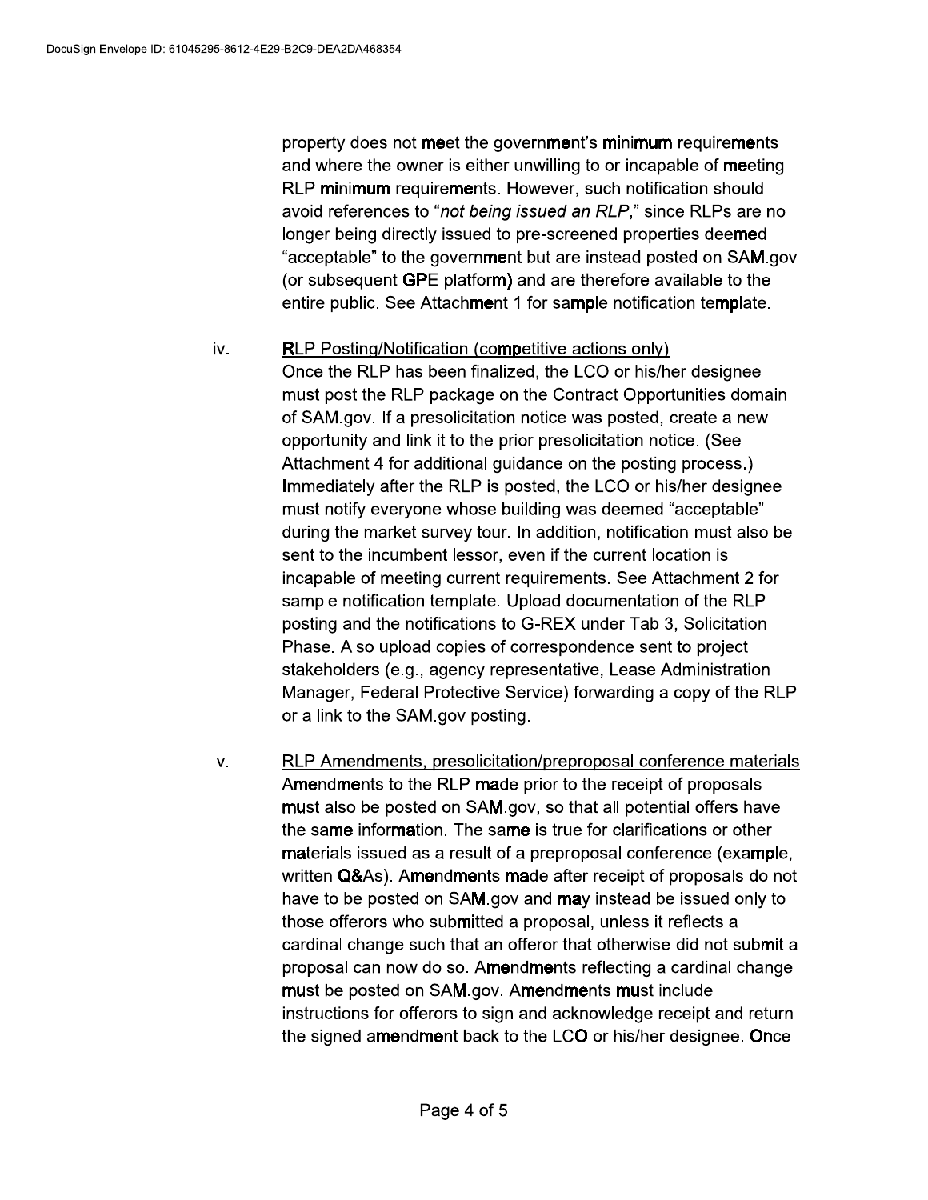property does not meet the government's minimum requirements and where the owner is either unwilling to or incapable of meeting RLP minimum requirements. However, such notification should avoid references to "*not being issued an RLP*," since RLPs are no longer being directly issued to pre-screened properties deemed "acceptable" to the government but are instead posted on SAM.gov (or subsequent GPE platform) and are therefore available to the entire public. See Attachment 1 for sample notification template.

iv. <u>RLP Posting/Notification (competitive actions only)</u>
Once the RLP has been finalized, the LCO or his/her designee must post the RLP package on the Contract Opportunities domain of SAM.gov. If a presolicitation notice was posted, create a new opportunity and link it to the prior presolicitation notice. (See Attachment 4 for additional guidance on the posting process.) Immediately after the RLP is posted, the LCO or his/her designee must notify everyone whose building was deemed "acceptable" during the market survey tour. In addition, notification must also be sent to the incumbent lessor, even if the current location is incapable of meeting current requirements. See Attachment 2 for sample notification template. Upload documentation of the RLP posting and the notifications to G-REX under Tab 3, Solicitation Phase. Also upload copies of correspondence sent to project stakeholders (e.g., agency representative, Lease Administration Manager, Federal Protective Service) forwarding a copy of the RLP or a link to the SAM.gov posting.

v. <u>RLP Amendments, presolicitation/preproposal conference materials</u>
Amendments to the RLP made prior to the receipt of proposals must also be posted on SAM.gov, so that all potential offers have the same information. The same is true for clarifications or other materials issued as a result of a preproposal conference (example, written Q&As). Amendments made after receipt of proposals do not have to be posted on SAM.gov and may instead be issued only to those offerors who submitted a proposal, unless it reflects a cardinal change such that an offeror that otherwise did not submit a proposal can now do so. Amendments reflecting a cardinal change must be posted on SAM.gov. Amendments must include instructions for offerors to sign and acknowledge receipt and return the signed amendment back to the LCO or his/her designee. Once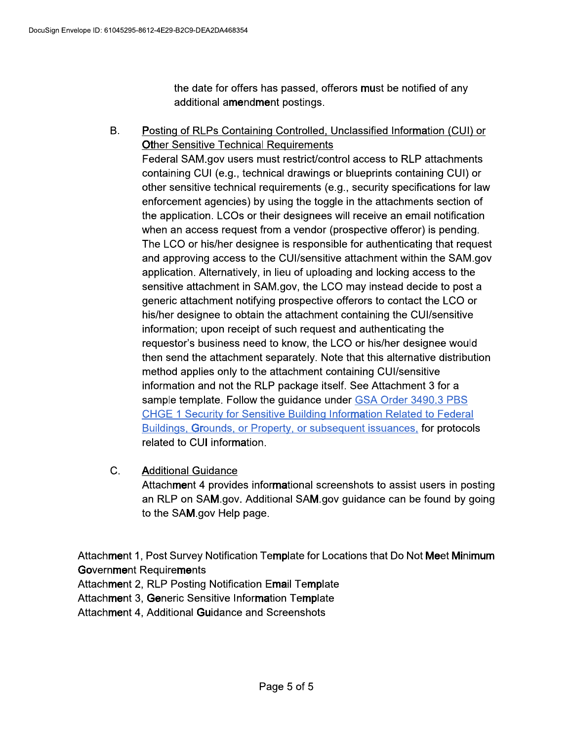the date for offers has passed, offerors must be notified of any additional amendment postings.

B. Posting of RLPs Containing Controlled, Unclassified Information (CUI) or Other Sensitive Technical Requirements

Federal SAM.gov users must restrict/control access to RLP attachments containing CUI (e.g., technical drawings or blueprints containing CUI) or other sensitive technical requirements (e.g., security specifications for law enforcement agencies) by using the toggle in the attachments section of the application. LCOs or their designees will receive an email notification when an access request from a vendor (prospective offeror) is pending. The LCO or his/her designee is responsible for authenticating that request and approving access to the CUI/sensitive attachment within the SAM.gov application. Alternatively, in lieu of uploading and locking access to the sensitive attachment in SAM.gov, the LCO may instead decide to post a generic attachment notifying prospective offerors to contact the LCO or his/her designee to obtain the attachment containing the CUI/sensitive information; upon receipt of such request and authenticating the requestor's business need to know, the LCO or his/her designee would then send the attachment separately. Note that this alternative distribution method applies only to the attachment containing CUI/sensitive information and not the RLP package itself. See Attachment 3 for a sample template. Follow the guidance under GSA Order 3490.3 PBS CHGE 1 Security for Sensitive Building Information Related to Federal Buildings, Grounds, or Property, or subsequent issuances, for protocols related to CUI information.

C. Additional Guidance

Attachment 4 provides informational screenshots to assist users in posting an RLP on SAM.gov. Additional SAM.gov guidance can be found by going to the SAM.gov Help page.

Attachment 1, Post Survey Notification Template for Locations that Do Not Meet Minimum Government Requirements
Attachment 2, RLP Posting Notification Email Template
Attachment 3, Generic Sensitive Information Template
Attachment 4, Additional Guidance and Screenshots